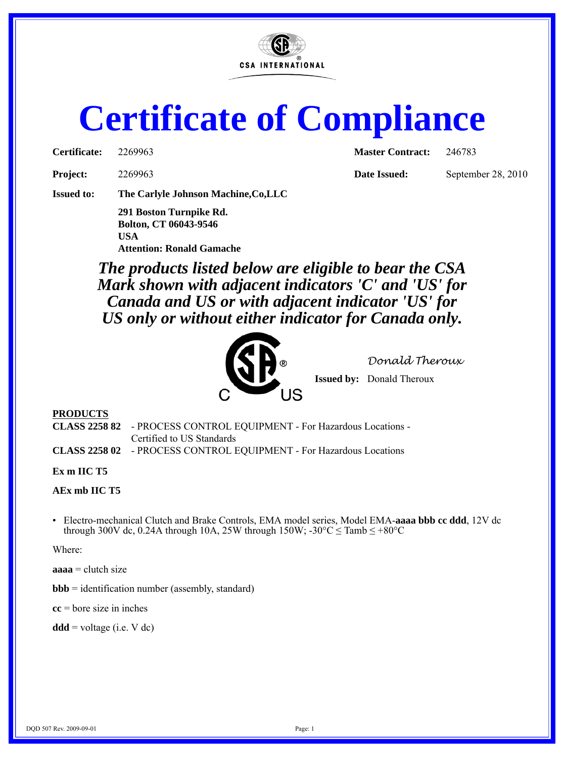CSA INTERNATIONAL

# Certificate of Compliance

**Certificate:** 2269963 **Master Contract:** 246783

**Project:** 2269963 **Date Issued:** September 28, 2010

**Issued to:** **The Carlyle Johnson Machine,Co,LLC**

**291 Boston Turnpike Rd.**
**Bolton, CT 06043-9546**
**USA**
**Attention: Ronald Gamache**

***The products listed below are eligible to bear the CSA Mark shown with adjacent indicators 'C' and 'US' for Canada and US or with adjacent indicator 'US' for US only or without either indicator for Canada only.***

C US

*Donald Theroux*

**Issued by:** Donald Theroux

**PRODUCTS**

**CLASS 2258 82** - PROCESS CONTROL EQUIPMENT - For Hazardous Locations - Certified to US Standards

**CLASS 2258 02** - PROCESS CONTROL EQUIPMENT - For Hazardous Locations

**Ex m IIC T5**

**AEx mb IIC T5**

- Electro-mechanical Clutch and Brake Controls, EMA model series, Model EMA-**aaaa bbb cc ddd**, 12V dc through 300V dc, 0.24A through 10A, 25W through 150W; -30°C ≤ Tamb ≤ +80°C

Where:

**aaaa** = clutch size

**bbb** = identification number (assembly, standard)

**cc** = bore size in inches

**ddd** = voltage (i.e. V dc)

DQD 507 Rev. 2009-09-01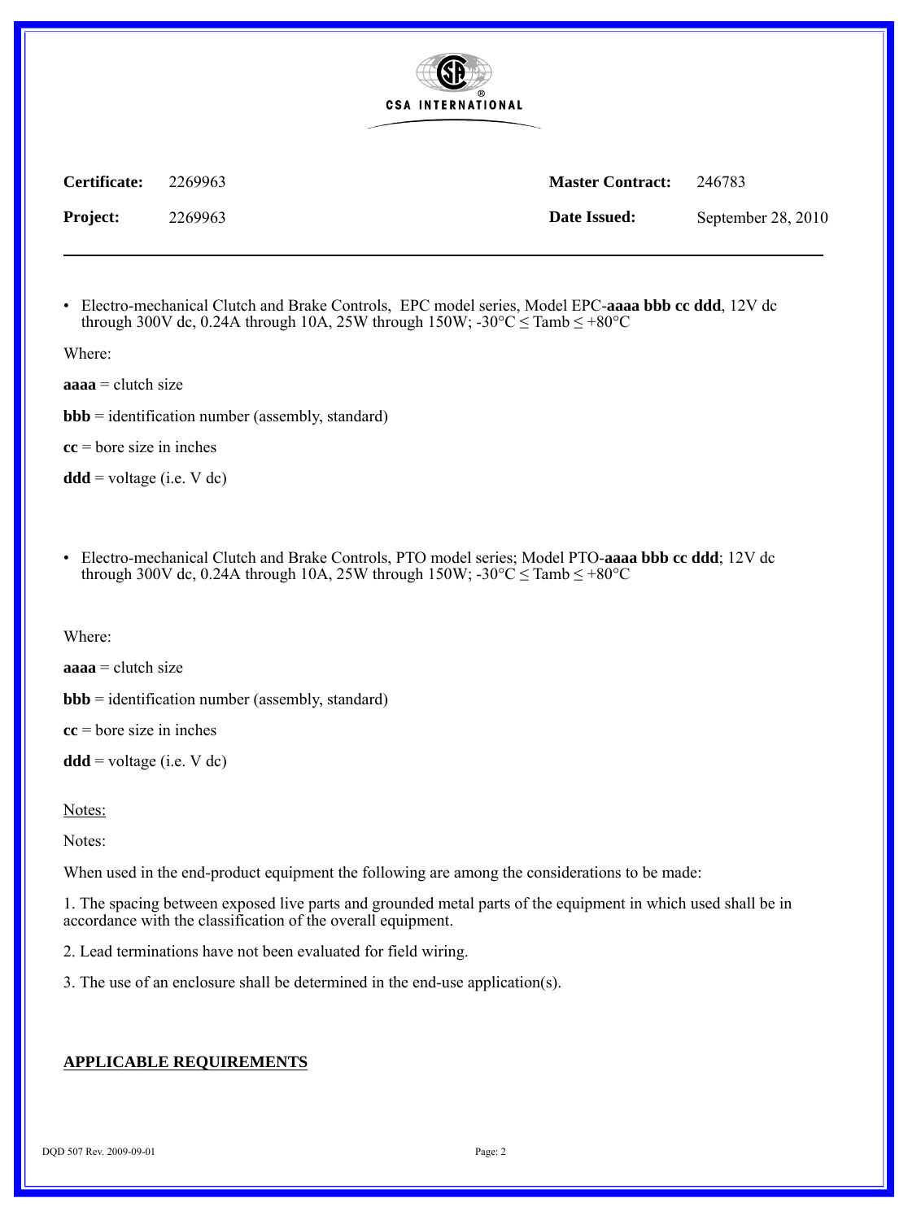CSA INTERNATIONAL

| **Certificate:** | 2269963 | **Master Contract:** | 246783 |
|---|---|---|---|
| **Project:** | 2269963 | **Date Issued:** | September 28, 2010 |

- Electro-mechanical Clutch and Brake Controls, EPC model series, Model EPC-**aaaa bbb cc ddd**, 12V dc through 300V dc, 0.24A through 10A, 25W through 150W; -30°C ≤ Tamb ≤ +80°C

Where:

**aaaa** = clutch size

**bbb** = identification number (assembly, standard)

**cc** = bore size in inches

**ddd** = voltage (i.e. V dc)

- Electro-mechanical Clutch and Brake Controls, PTO model series; Model PTO-**aaaa bbb cc ddd**; 12V dc through 300V dc, 0.24A through 10A, 25W through 150W; -30°C ≤ Tamb ≤ +80°C

Where:

**aaaa** = clutch size

**bbb** = identification number (assembly, standard)

**cc** = bore size in inches

**ddd** = voltage (i.e. V dc)

Notes:

Notes:

When used in the end-product equipment the following are among the considerations to be made:

1. The spacing between exposed live parts and grounded metal parts of the equipment in which used shall be in accordance with the classification of the overall equipment.

2. Lead terminations have not been evaluated for field wiring.

3. The use of an enclosure shall be determined in the end-use application(s).

## APPLICABLE REQUIREMENTS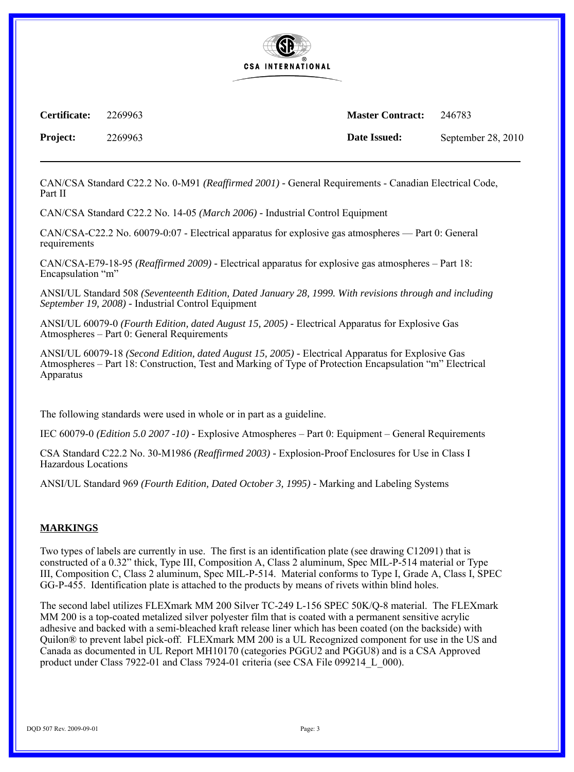| **Certificate:** | 2269963 | **Master Contract:** | 246783 |
| --- | --- | --- | --- |
| **Project:** | 2269963 | **Date Issued:** | September 28, 2010 |

CAN/CSA Standard C22.2 No. 0-M91 *(Reaffirmed 2001)* - General Requirements - Canadian Electrical Code, Part II

CAN/CSA Standard C22.2 No. 14-05 *(March 2006)* - Industrial Control Equipment

CAN/CSA-C22.2 No. 60079-0:07 - Electrical apparatus for explosive gas atmospheres — Part 0: General requirements

CAN/CSA-E79-18-95 *(Reaffirmed 2009)* - Electrical apparatus for explosive gas atmospheres – Part 18: Encapsulation "m"

ANSI/UL Standard 508 *(Seventeenth Edition, Dated January 28, 1999. With revisions through and including September 19, 2008)* - Industrial Control Equipment

ANSI/UL 60079-0 *(Fourth Edition, dated August 15, 2005)* - Electrical Apparatus for Explosive Gas Atmospheres – Part 0: General Requirements

ANSI/UL 60079-18 *(Second Edition, dated August 15, 2005)* - Electrical Apparatus for Explosive Gas Atmospheres – Part 18: Construction, Test and Marking of Type of Protection Encapsulation "m" Electrical Apparatus

The following standards were used in whole or in part as a guideline.

IEC 60079-0 *(Edition 5.0 2007 -10)* - Explosive Atmospheres – Part 0: Equipment – General Requirements

CSA Standard C22.2 No. 30-M1986 *(Reaffirmed 2003)* - Explosion-Proof Enclosures for Use in Class I Hazardous Locations

ANSI/UL Standard 969 *(Fourth Edition, Dated October 3, 1995)* - Marking and Labeling Systems

## MARKINGS

Two types of labels are currently in use. The first is an identification plate (see drawing C12091) that is constructed of a 0.32" thick, Type III, Composition A, Class 2 aluminum, Spec MIL-P-514 material or Type III, Composition C, Class 2 aluminum, Spec MIL-P-514. Material conforms to Type I, Grade A, Class I, SPEC GG-P-455. Identification plate is attached to the products by means of rivets within blind holes.

The second label utilizes FLEXmark MM 200 Silver TC-249 L-156 SPEC 50K/Q-8 material. The FLEXmark MM 200 is a top-coated metalized silver polyester film that is coated with a permanent sensitive acrylic adhesive and backed with a semi-bleached kraft release liner which has been coated (on the backside) with Quilon® to prevent label pick-off. FLEXmark MM 200 is a UL Recognized component for use in the US and Canada as documented in UL Report MH10170 (categories PGGU2 and PGGU8) and is a CSA Approved product under Class 7922-01 and Class 7924-01 criteria (see CSA File 099214_L_000).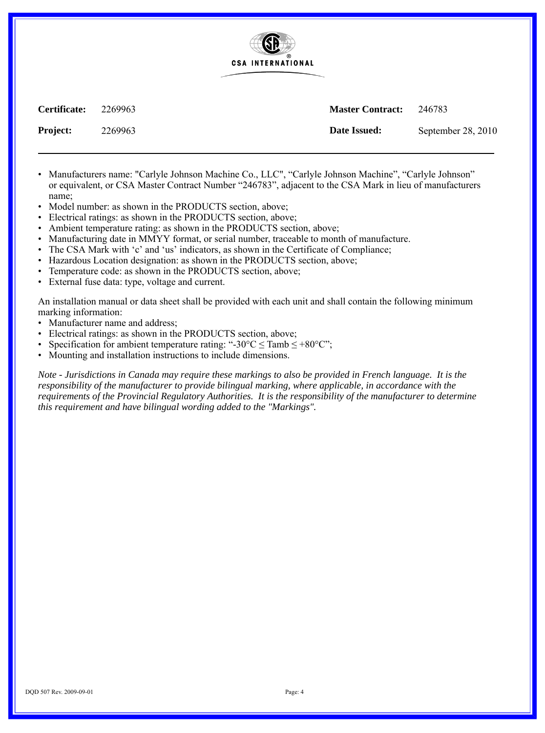| | | | |
|---|---|---|---|
| **Certificate:** | 2269963 | **Master Contract:** | 246783 |
| **Project:** | 2269963 | **Date Issued:** | September 28, 2010 |

- Manufacturers name: "Carlyle Johnson Machine Co., LLC", "Carlyle Johnson Machine", "Carlyle Johnson" or equivalent, or CSA Master Contract Number "246783", adjacent to the CSA Mark in lieu of manufacturers name;
- Model number: as shown in the PRODUCTS section, above;
- Electrical ratings: as shown in the PRODUCTS section, above;
- Ambient temperature rating: as shown in the PRODUCTS section, above;
- Manufacturing date in MMYY format, or serial number, traceable to month of manufacture.
- The CSA Mark with 'c' and 'us' indicators, as shown in the Certificate of Compliance;
- Hazardous Location designation: as shown in the PRODUCTS section, above;
- Temperature code: as shown in the PRODUCTS section, above;
- External fuse data: type, voltage and current.

An installation manual or data sheet shall be provided with each unit and shall contain the following minimum marking information:

- Manufacturer name and address;
- Electrical ratings: as shown in the PRODUCTS section, above;
- Specification for ambient temperature rating: "-30°C ≤ Tamb ≤ +80°C";
- Mounting and installation instructions to include dimensions.

*Note - Jurisdictions in Canada may require these markings to also be provided in French language. It is the responsibility of the manufacturer to provide bilingual marking, where applicable, in accordance with the requirements of the Provincial Regulatory Authorities. It is the responsibility of the manufacturer to determine this requirement and have bilingual wording added to the "Markings".*

DQD 507 Rev. 2009-09-01